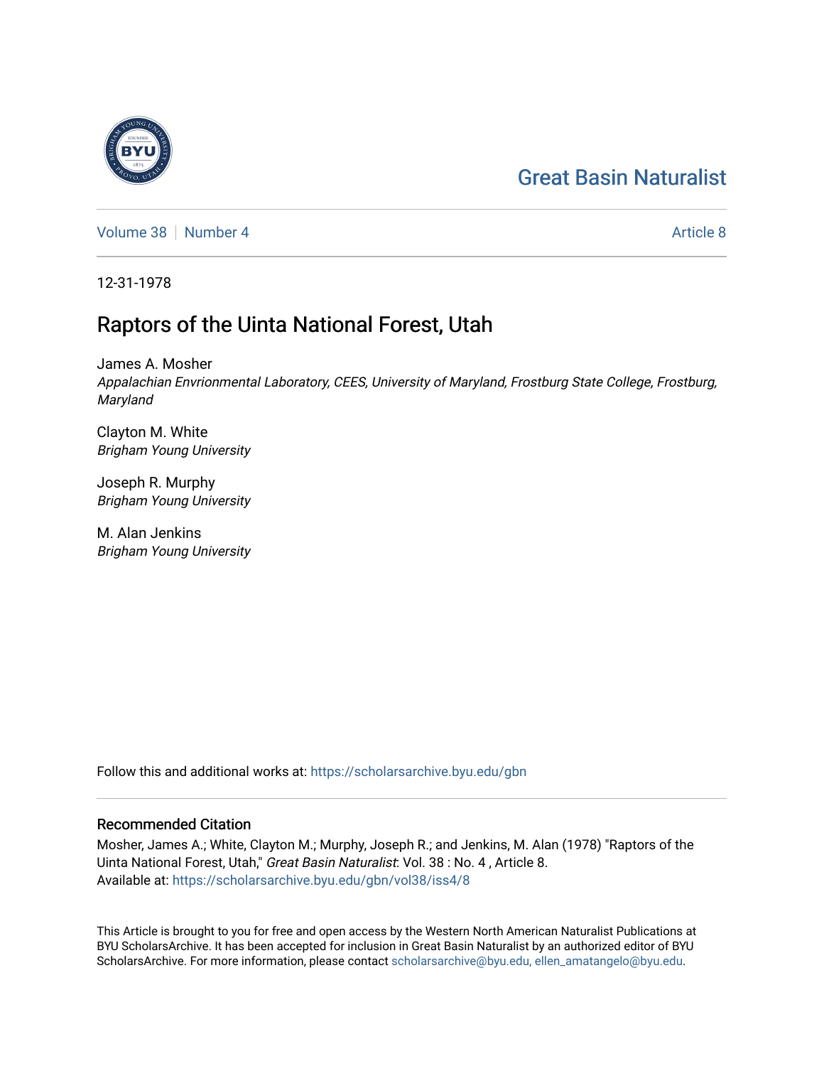Great Basin Naturalist

Volume 38 | Number 4 — Article 8

12-31-1978

# Raptors of the Uinta National Forest, Utah

James A. Mosher
*Appalachian Envrionmental Laboratory, CEES, University of Maryland, Frostburg State College, Frostburg, Maryland*

Clayton M. White
*Brigham Young University*

Joseph R. Murphy
*Brigham Young University*

M. Alan Jenkins
*Brigham Young University*

Follow this and additional works at: https://scholarsarchive.byu.edu/gbn

## Recommended Citation

Mosher, James A.; White, Clayton M.; Murphy, Joseph R.; and Jenkins, M. Alan (1978) "Raptors of the Uinta National Forest, Utah," *Great Basin Naturalist*: Vol. 38 : No. 4 , Article 8.
Available at: https://scholarsarchive.byu.edu/gbn/vol38/iss4/8

This Article is brought to you for free and open access by the Western North American Naturalist Publications at BYU ScholarsArchive. It has been accepted for inclusion in Great Basin Naturalist by an authorized editor of BYU ScholarsArchive. For more information, please contact scholarsarchive@byu.edu, ellen_amatangelo@byu.edu.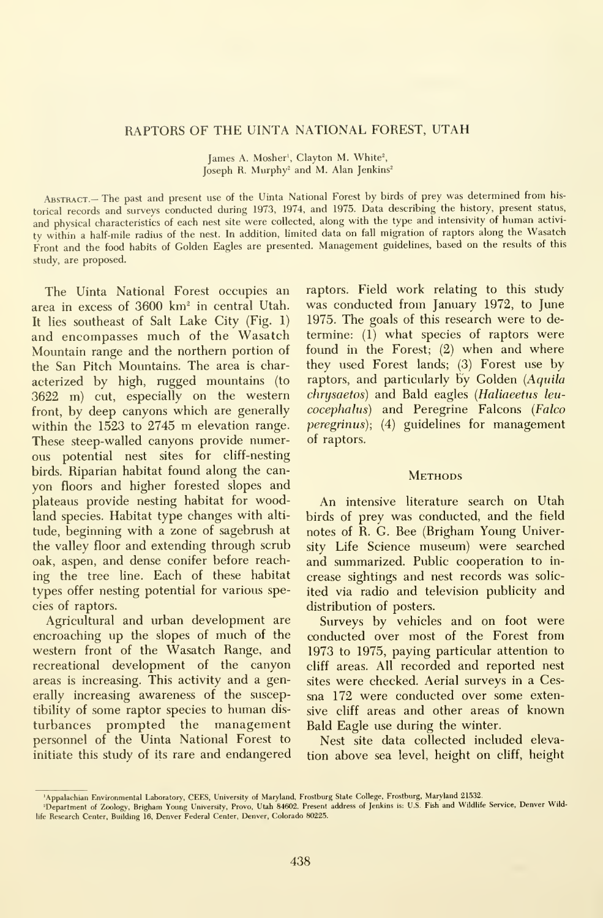# RAPTORS OF THE UINTA NATIONAL FOREST, UTAH

James A. Mosher[1], Clayton M. White[2], Joseph R. Murphy[2] and M. Alan Jenkins[2]

Abstract.— The past and present use of the Uinta National Forest by birds of prey was determined from historical records and surveys conducted during 1973, 1974, and 1975. Data describing the history, present status, and physical characteristics of each nest site were collected, along with the type and intensivity of human activity within a half-mile radius of the nest. In addition, limited data on fall migration of raptors along the Wasatch Front and the food habits of Golden Eagles are presented. Management guidelines, based on the results of this study, are proposed.

The Uinta National Forest occupies an area in excess of 3600 km$^2$ in central Utah. It lies southeast of Salt Lake City (Fig. 1) and encompasses much of the Wasatch Mountain range and the northern portion of the San Pitch Mountains. The area is characterized by high, rugged mountains (to 3622 m) cut, especially on the western front, by deep canyons which are generally within the 1523 to 2745 m elevation range. These steep-walled canyons provide numerous potential nest sites for cliff-nesting birds. Riparian habitat found along the canyon floors and higher forested slopes and plateaus provide nesting habitat for woodland species. Habitat type changes with altitude, beginning with a zone of sagebrush at the valley floor and extending through scrub oak, aspen, and dense conifer before reaching the tree line. Each of these habitat types offer nesting potential for various species of raptors.

Agricultural and urban development are encroaching up the slopes of much of the western front of the Wasatch Range, and recreational development of the canyon areas is increasing. This activity and a generally increasing awareness of the susceptibility of some raptor species to human disturbances prompted the management personnel of the Uinta National Forest to initiate this study of its rare and endangered raptors. Field work relating to this study was conducted from January 1972, to June 1975. The goals of this research were to determine: (1) what species of raptors were found in the Forest; (2) when and where they used Forest lands; (3) Forest use by raptors, and particularly by Golden (*Aquila chrysaetos*) and Bald eagles (*Haliaeetus leucocephalus*) and Peregrine Falcons (*Falco peregrinus*); (4) guidelines for management of raptors.

## Methods

An intensive literature search on Utah birds of prey was conducted, and the field notes of R. G. Bee (Brigham Young University Life Science museum) were searched and summarized. Public cooperation to increase sightings and nest records was solicited via radio and television publicity and distribution of posters.

Surveys by vehicles and on foot were conducted over most of the Forest from 1973 to 1975, paying particular attention to cliff areas. All recorded and reported nest sites were checked. Aerial surveys in a Cessna 172 were conducted over some extensive cliff areas and other areas of known Bald Eagle use during the winter.

Nest site data collected included elevation above sea level, height on cliff, height

[1]Appalachian Environmental Laboratory, CEES, University of Maryland, Frostburg State College, Frostburg, Maryland 21532.
[2]Department of Zoology, Brigham Young University, Provo, Utah 84602. Present address of Jenkins is: U.S. Fish and Wildlife Service, Denver Wildlife Research Center, Building 16, Denver Federal Center, Denver, Colorado 80225.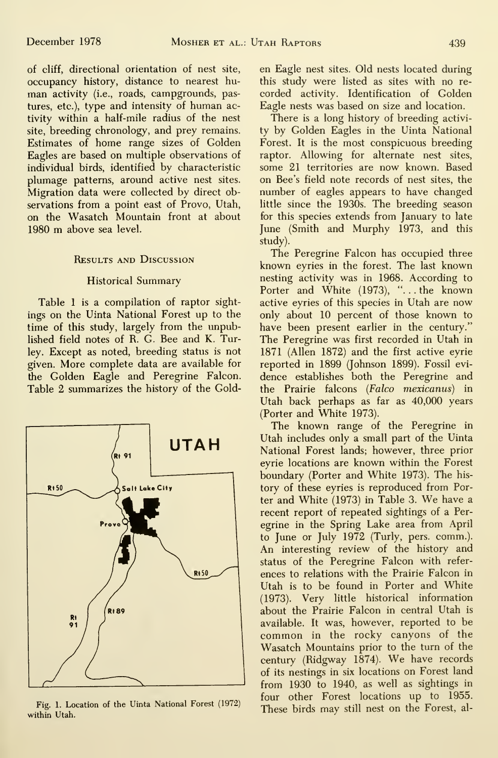of cliff, directional orientation of nest site, occupancy history, distance to nearest human activity (i.e., roads, campgrounds, pastures, etc.), type and intensity of human activity within a half-mile radius of the nest site, breeding chronology, and prey remains. Estimates of home range sizes of Golden Eagles are based on multiple observations of individual birds, identified by characteristic plumage patterns, around active nest sites. Migration data were collected by direct observations from a point east of Provo, Utah, on the Wasatch Mountain front at about 1980 m above sea level.

## Results and Discussion

### Historical Summary

Table 1 is a compilation of raptor sightings on the Uinta National Forest up to the time of this study, largely from the unpublished field notes of R. G. Bee and K. Turley. Except as noted, breeding status is not given. More complete data are available for the Golden Eagle and Peregrine Falcon. Table 2 summarizes the history of the Golden Eagle nest sites. Old nests located during this study were listed as sites with no recorded activity. Identification of Golden Eagle nests was based on size and location.

Fig. 1. Location of the Uinta National Forest (1972) within Utah.

There is a long history of breeding activity by Golden Eagles in the Uinta National Forest. It is the most conspicuous breeding raptor. Allowing for alternate nest sites, some 21 territories are now known. Based on Bee's field note records of nest sites, the number of eagles appears to have changed little since the 1930s. The breeding season for this species extends from January to late June (Smith and Murphy 1973, and this study).

The Peregrine Falcon has occupied three known eyries in the forest. The last known nesting activity was in 1968. According to Porter and White (1973), "...the known active eyries of this species in Utah are now only about 10 percent of those known to have been present earlier in the century." The Peregrine was first recorded in Utah in 1871 (Allen 1872) and the first active eyrie reported in 1899 (Johnson 1899). Fossil evidence establishes both the Peregrine and the Prairie falcons (*Falco mexicanus*) in Utah back perhaps as far as 40,000 years (Porter and White 1973).

The known range of the Peregrine in Utah includes only a small part of the Uinta National Forest lands; however, three prior eyrie locations are known within the Forest boundary (Porter and White 1973). The history of these eyries is reproduced from Porter and White (1973) in Table 3. We have a recent report of repeated sightings of a Peregrine in the Spring Lake area from April to June or July 1972 (Turly, pers. comm.). An interesting review of the history and status of the Peregrine Falcon with references to relations with the Prairie Falcon in Utah is to be found in Porter and White (1973). Very little historical information about the Prairie Falcon in central Utah is available. It was, however, reported to be common in the rocky canyons of the Wasatch Mountains prior to the turn of the century (Ridgway 1874). We have records of its nestings in six locations on Forest land from 1930 to 1940, as well as sightings in four other Forest locations up to 1955. These birds may still nest on the Forest, al-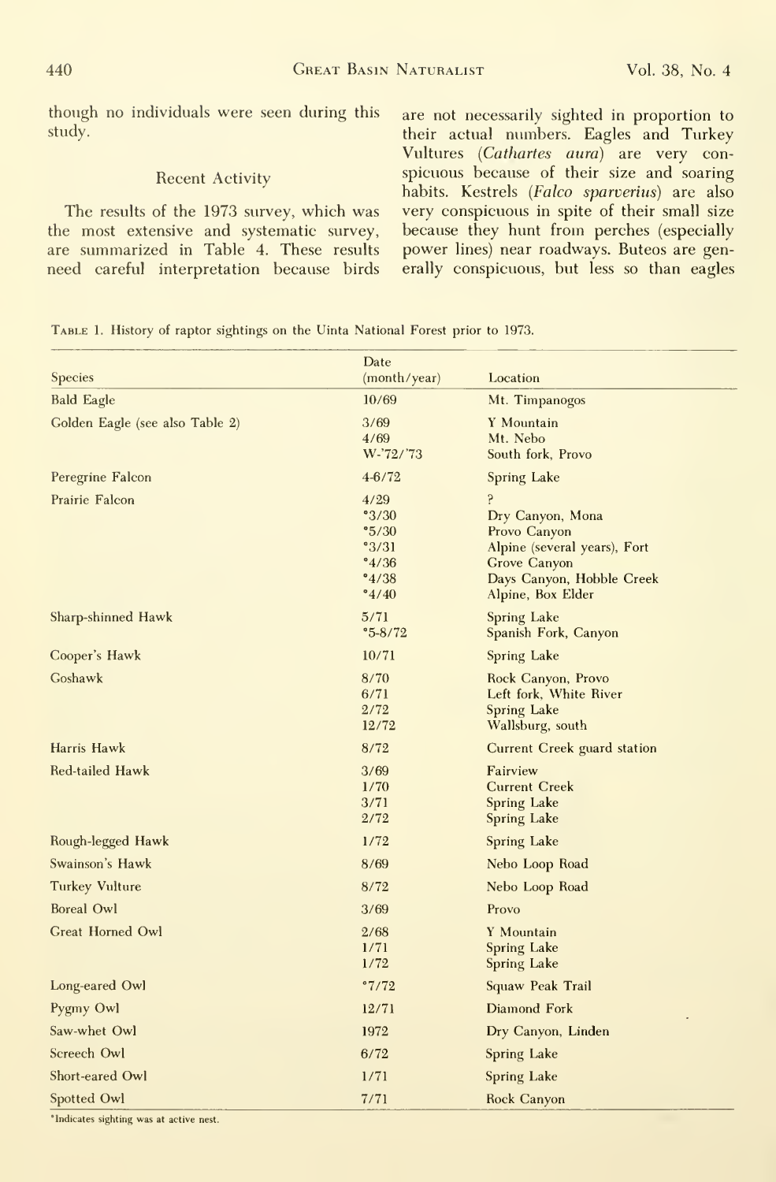though no individuals were seen during this study.

### Recent Activity

The results of the 1973 survey, which was the most extensive and systematic survey, are summarized in Table 4. These results need careful interpretation because birds are not necessarily sighted in proportion to their actual numbers. Eagles and Turkey Vultures (*Cathartes aura*) are very conspicuous because of their size and soaring habits. Kestrels (*Falco sparverius*) are also very conspicuous in spite of their small size because they hunt from perches (especially power lines) near roadways. Buteos are generally conspicuous, but less so than eagles

Table 1. History of raptor sightings on the Uinta National Forest prior to 1973.

| Species | Date (month/year) | Location |
|---|---|---|
| Bald Eagle | 10/69 | Mt. Timpanogos |
| Golden Eagle (see also Table 2) | 3/69 | Y Mountain |
| | 4/69 | Mt. Nebo |
| | W-'72/'73 | South fork, Provo |
| Peregrine Falcon | 4-6/72 | Spring Lake |
| Prairie Falcon | 4/29 | ? |
| | *3/30 | Dry Canyon, Mona |
| | *5/30 | Provo Canyon |
| | *3/31 | Alpine (several years), Fort |
| | *4/36 | Grove Canyon |
| | *4/38 | Days Canyon, Hobble Creek |
| | *4/40 | Alpine, Box Elder |
| Sharp-shinned Hawk | 5/71 | Spring Lake |
| | *5-8/72 | Spanish Fork, Canyon |
| Cooper's Hawk | 10/71 | Spring Lake |
| Goshawk | 8/70 | Rock Canyon, Provo |
| | 6/71 | Left fork, White River |
| | 2/72 | Spring Lake |
| | 12/72 | Wallsburg, south |
| Harris Hawk | 8/72 | Current Creek guard station |
| Red-tailed Hawk | 3/69 | Fairview |
| | 1/70 | Current Creek |
| | 3/71 | Spring Lake |
| | 2/72 | Spring Lake |
| Rough-legged Hawk | 1/72 | Spring Lake |
| Swainson's Hawk | 8/69 | Nebo Loop Road |
| Turkey Vulture | 8/72 | Nebo Loop Road |
| Boreal Owl | 3/69 | Provo |
| Great Horned Owl | 2/68 | Y Mountain |
| | 1/71 | Spring Lake |
| | 1/72 | Spring Lake |
| Long-eared Owl | *7/72 | Squaw Peak Trail |
| Pygmy Owl | 12/71 | Diamond Fork |
| Saw-whet Owl | 1972 | Dry Canyon, Linden |
| Screech Owl | 6/72 | Spring Lake |
| Short-eared Owl | 1/71 | Spring Lake |
| Spotted Owl | 7/71 | Rock Canyon |

*Indicates sighting was at active nest.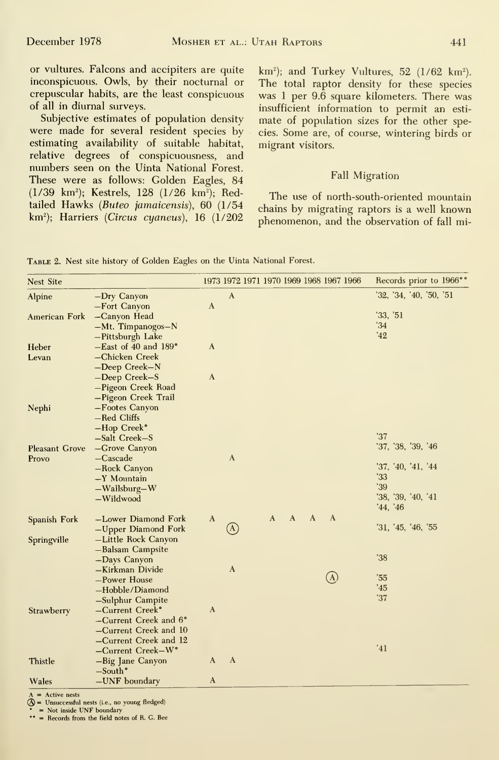or vultures. Falcons and accipiters are quite inconspicuous. Owls, by their nocturnal or crepuscular habits, are the least conspicuous of all in diurnal surveys.

Subjective estimates of population density were made for several resident species by estimating availability of suitable habitat, relative degrees of conspicuousness, and numbers seen on the Uinta National Forest. These were as follows: Golden Eagles, 84 (1/39 km$^2$); Kestrels, 128 (1/26 km$^2$); Red-tailed Hawks (*Buteo jamaicensis*), 60 (1/54 km$^2$); Harriers (*Circus cyaneus*), 16 (1/202 km$^2$); and Turkey Vultures, 52 (1/62 km$^2$). The total raptor density for these species was 1 per 9.6 square kilometers. There was insufficient information to permit an estimate of population sizes for the other species. Some are, of course, wintering birds or migrant visitors.

## Fall Migration

The use of north-south-oriented mountain chains by migrating raptors is a well known phenomenon, and the observation of fall mi-

Table 2. Nest site history of Golden Eagles on the Uinta National Forest.

| Nest Site | | 1973 | 1972 | 1971 | 1970 | 1969 | 1968 | 1967 | 1966 | Records prior to 1966** |
|---|---|---|---|---|---|---|---|---|---|---|
| Alpine | –Dry Canyon | | A | | | | | | | '32, '34, '40, '50, '51 |
| | –Fort Canyon | A | | | | | | | | |
| American Fork | –Canyon Head | | | | | | | | | '33, '51 |
| | –Mt. Timpanogos–N | | | | | | | | | '34 |
| | –Pittsburgh Lake | | | | | | | | | '42 |
| Heber | –East of 40 and 189* | A | | | | | | | | |
| Levan | –Chicken Creek | | | | | | | | | |
| | –Deep Creek–N | | | | | | | | | |
| | –Deep Creek–S | A | | | | | | | | |
| | –Pigeon Creek Road | | | | | | | | | |
| | –Pigeon Creek Trail | | | | | | | | | |
| Nephi | –Footes Canyon | | | | | | | | | |
| | –Red Cliffs | | | | | | | | | |
| | –Hop Creek* | | | | | | | | | |
| | –Salt Creek–S | | | | | | | | | '37 |
| Pleasant Grove | –Grove Canyon | | | | | | | | | '37, '38, '39, '46 |
| Provo | –Cascade | | A | | | | | | | |
| | –Rock Canyon | | | | | | | | | '37, '40, '41, '44 |
| | –Y Mountain | | | | | | | | | '33 |
| | –Wallsburg–W | | | | | | | | | '39 |
| | –Wildwood | | | | | | | | | '38, '39, '40, '41 '44, '46 |
| Spanish Fork | –Lower Diamond Fork | A | | | A | A | A | A | | |
| | –Upper Diamond Fork | | (A) | | | | | | | '31, '45, '46, '55 |
| Springville | –Little Rock Canyon | | | | | | | | | |
| | –Balsam Campsite | | | | | | | | | |
| | –Days Canyon | | | | | | | | | '38 |
| | –Kirkman Divide | | A | | | | | | | |
| | –Power House | | | | | | | (A) | | '55 |
| | –Hobble/Diamond | | | | | | | | | '45 |
| | –Sulphur Campite | | | | | | | | | '37 |
| Strawberry | –Current Creek* | A | | | | | | | | |
| | –Current Creek and 6* | | | | | | | | | |
| | –Current Creek and 10 | | | | | | | | | |
| | –Current Creek and 12 | | | | | | | | | |
| | –Current Creek–W* | | | | | | | | | '41 |
| Thistle | –Big Jane Canyon | A | A | | | | | | | |
| | –South* | | | | | | | | | |
| Wales | –UNF boundary | A | | | | | | | | |

A = Active nests
(A) = Unsuccessful nests (i.e., no young fledged)
\* = Not inside UNF boundary
\*\* = Records from the field notes of R. G. Bee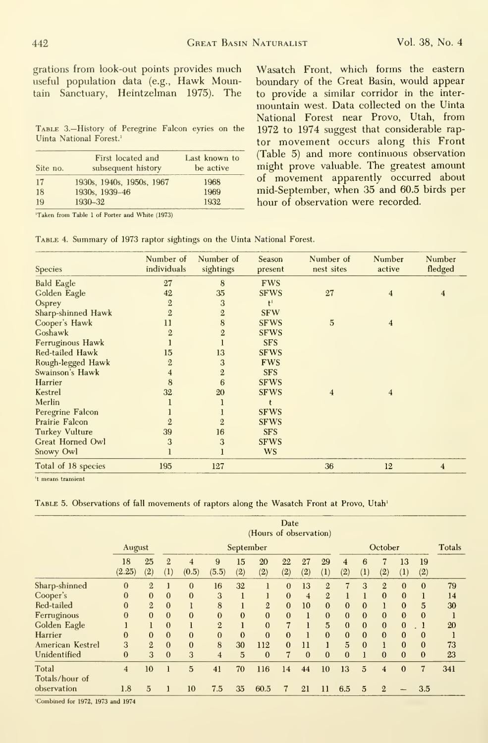grations from look-out points provides much useful population data (e.g., Hawk Mountain Sanctuary, Heintzelman 1975). The Wasatch Front, which forms the eastern boundary of the Great Basin, would appear to provide a similar corridor in the intermountain west. Data collected on the Uinta National Forest near Provo, Utah, from 1972 to 1974 suggest that considerable raptor movement occurs along this Front (Table 5) and more continuous observation might prove valuable. The greatest amount of movement apparently occurred about mid-September, when 35 and 60.5 birds per hour of observation were recorded.

Table 3.—History of Peregrine Falcon eyries on the Uinta National Forest.[1]

| Site no. | First located and subsequent history | Last known to be active |
|---|---|---|
| 17 | 1930s, 1940s, 1950s, 1967 | 1968 |
| 18 | 1930s, 1939–46 | 1969 |
| 19 | 1930–32 | 1932 |

[1]Taken from Table 1 of Porter and White (1973)

Table 4. Summary of 1973 raptor sightings on the Uinta National Forest.

| Species | Number of individuals | Number of sightings | Season present | Number of nest sites | Number active | Number fledged |
|---|---|---|---|---|---|---|
| Bald Eagle | 27 | 8 | FWS | | | |
| Golden Eagle | 42 | 35 | SFWS | 27 | 4 | 4 |
| Osprey | 2 | 3 | t[1] | | | |
| Sharp-shinned Hawk | 2 | 2 | SFW | | | |
| Cooper's Hawk | 11 | 8 | SFWS | 5 | 4 | |
| Goshawk | 2 | 2 | SFWS | | | |
| Ferruginous Hawk | 1 | 1 | SFS | | | |
| Red-tailed Hawk | 15 | 13 | SFWS | | | |
| Rough-legged Hawk | 2 | 3 | FWS | | | |
| Swainson's Hawk | 4 | 2 | SFS | | | |
| Harrier | 8 | 6 | SFWS | | | |
| Kestrel | 32 | 20 | SFWS | 4 | 4 | |
| Merlin | 1 | 1 | t | | | |
| Peregrine Falcon | 1 | 1 | SFWS | | | |
| Prairie Falcon | 2 | 2 | SFWS | | | |
| Turkey Vulture | 39 | 16 | SFS | | | |
| Great Horned Owl | 3 | 3 | SFWS | | | |
| Snowy Owl | 1 | 1 | WS | | | |
| Total of 18 species | 195 | 127 | | 36 | 12 | 4 |

[1]t means transient

Table 5. Observations of fall movements of raptors along the Wasatch Front at Provo, Utah[1]

| | Date (Hours of observation) | | | | | | | | | | | | | | | Totals |
|---|---|---|---|---|---|---|---|---|---|---|---|---|---|---|---|---|
| | August | | September | | | | | | | | October | | | | | |
| | 18 (2.25) | 25 (2) | 2 (1) | 4 (0.5) | 9 (5.5) | 15 (2) | 20 (2) | 22 (2) | 27 (2) | 29 (1) | 4 (2) | 6 (1) | 7 (2) | 13 (1) | 19 (2) | |
| Sharp-shinned | 0 | 2 | 1 | 0 | 16 | 32 | 1 | 0 | 13 | 2 | 7 | 3 | 2 | 0 | 0 | 79 |
| Cooper's | 0 | 0 | 0 | 0 | 3 | 1 | 1 | 0 | 4 | 2 | 1 | 1 | 0 | 0 | 1 | 14 |
| Red-tailed | 0 | 2 | 0 | 1 | 8 | 1 | 2 | 0 | 10 | 0 | 0 | 0 | 1 | 0 | 5 | 30 |
| Ferruginous | 0 | 0 | 0 | 0 | 0 | 0 | 0 | 0 | 1 | 0 | 0 | 0 | 0 | 0 | 0 | 1 |
| Golden Eagle | 1 | 1 | 0 | 1 | 2 | 1 | 0 | 7 | 1 | 5 | 0 | 0 | 0 | 0 | 1 | 20 |
| Harrier | 0 | 0 | 0 | 0 | 0 | 0 | 0 | 0 | 1 | 0 | 0 | 0 | 0 | 0 | 0 | 1 |
| American Kestrel | 3 | 2 | 0 | 0 | 8 | 30 | 112 | 0 | 11 | 1 | 5 | 0 | 1 | 0 | 0 | 73 |
| Unidentified | 0 | 3 | 0 | 3 | 4 | 5 | 0 | 7 | 0 | 0 | 0 | 1 | 0 | 0 | 0 | 23 |
| Total | 4 | 10 | 1 | 5 | 41 | 70 | 116 | 14 | 44 | 10 | 13 | 5 | 4 | 0 | 7 | 341 |
| Totals/hour of observation | 1.8 | 5 | 1 | 10 | 7.5 | 35 | 60.5 | 7 | 21 | 11 | 6.5 | 5 | 2 | — | 3.5 | |

[1]Combined for 1972, 1973 and 1974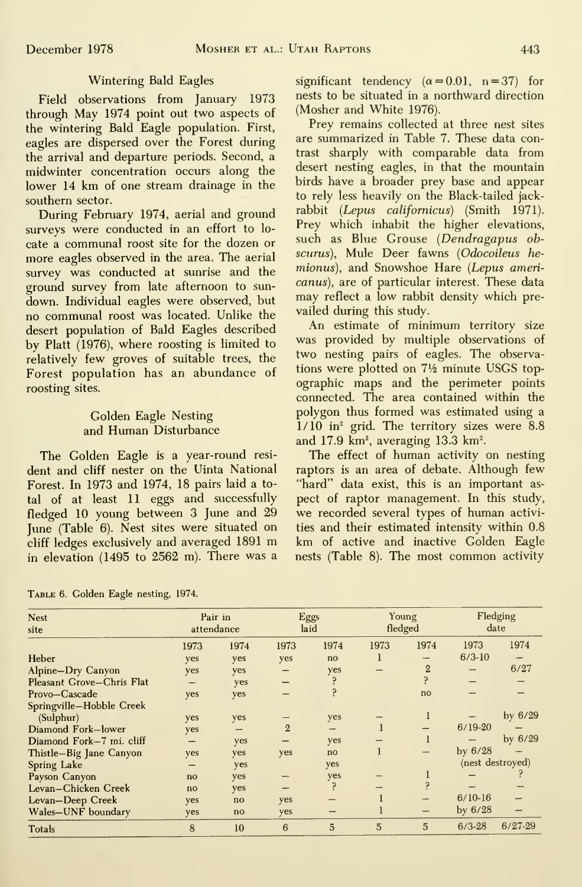## Wintering Bald Eagles

Field observations from January 1973 through May 1974 point out two aspects of the wintering Bald Eagle population. First, eagles are dispersed over the Forest during the arrival and departure periods. Second, a midwinter concentration occurs along the lower 14 km of one stream drainage in the southern sector.

During February 1974, aerial and ground surveys were conducted in an effort to locate a communal roost site for the dozen or more eagles observed in the area. The aerial survey was conducted at sunrise and the ground survey from late afternoon to sundown. Individual eagles were observed, but no communal roost was located. Unlike the desert population of Bald Eagles described by Platt (1976), where roosting is limited to relatively few groves of suitable trees, the Forest population has an abundance of roosting sites.

## Golden Eagle Nesting and Human Disturbance

The Golden Eagle is a year-round resident and cliff nester on the Uinta National Forest. In 1973 and 1974, 18 pairs laid a total of at least 11 eggs and successfully fledged 10 young between 3 June and 29 June (Table 6). Nest sites were situated on cliff ledges exclusively and averaged 1891 m in elevation (1495 to 2562 m). There was a significant tendency ($\alpha = 0.01$, $n = 37$) for nests to be situated in a northward direction (Mosher and White 1976).

Prey remains collected at three nest sites are summarized in Table 7. These data contrast sharply with comparable data from desert nesting eagles, in that the mountain birds have a broader prey base and appear to rely less heavily on the Black-tailed jackrabbit (*Lepus californicus*) (Smith 1971). Prey which inhabit the higher elevations, such as Blue Grouse (*Dendragapus obscurus*), Mule Deer fawns (*Odocoileus hemionus*), and Snowshoe Hare (*Lepus americanus*), are of particular interest. These data may reflect a low rabbit density which prevailed during this study.

An estimate of minimum territory size was provided by multiple observations of two nesting pairs of eagles. The observations were plotted on 7½ minute USGS topographic maps and the perimeter points connected. The area contained within the polygon thus formed was estimated using a $1/10$ in$^2$ grid. The territory sizes were 8.8 and 17.9 km$^2$, averaging 13.3 km$^2$.

The effect of human activity on nesting raptors is an area of debate. Although few "hard" data exist, this is an important aspect of raptor management. In this study, we recorded several types of human activities and their estimated intensity within 0.8 km of active and inactive Golden Eagle nests (Table 8). The most common activity

Table 6. Golden Eagle nesting, 1974.

| Nest site | Pair in attendance | | Eggs laid | | Young fledged | | Fledging date | |
|---|---|---|---|---|---|---|---|---|
| | 1973 | 1974 | 1973 | 1974 | 1973 | 1974 | 1973 | 1974 |
| Heber | yes | yes | yes | no | 1 | — | 6/3-10 | — |
| Alpine—Dry Canyon | yes | yes | — | yes | — | 2 | — | 6/27 |
| Pleasant Grove—Chris Flat | — | yes | — | ? | | ? | — | — |
| Provo—Cascade | yes | yes | — | ? | | no | — | — |
| Springville—Hobble Creek (Sulphur) | yes | yes | — | yes | — | 1 | — | by 6/29 |
| Diamond Fork—lower | yes | — | 2 | — | 1 | — | 6/19-20 | — |
| Diamond Fork—7 mi. cliff | — | yes | — | yes | — | 1 | — | by 6/29 |
| Thistle—Big Jane Canyon | yes | yes | yes | no | 1 | — | by 6/28 | — |
| Spring Lake | — | yes | | yes | | | (nest destroyed) | |
| Payson Canyon | no | yes | — | yes | — | 1 | — | ? |
| Levan—Chicken Creek | no | yes | — | ? | — | ? | — | — |
| Levan—Deep Creek | yes | no | yes | — | 1 | — | 6/10-16 | — |
| Wales—UNF boundary | yes | no | yes | — | 1 | — | by 6/28 | — |
| Totals | 8 | 10 | 6 | 5 | 5 | 5 | 6/3-28 | 6/27-29 |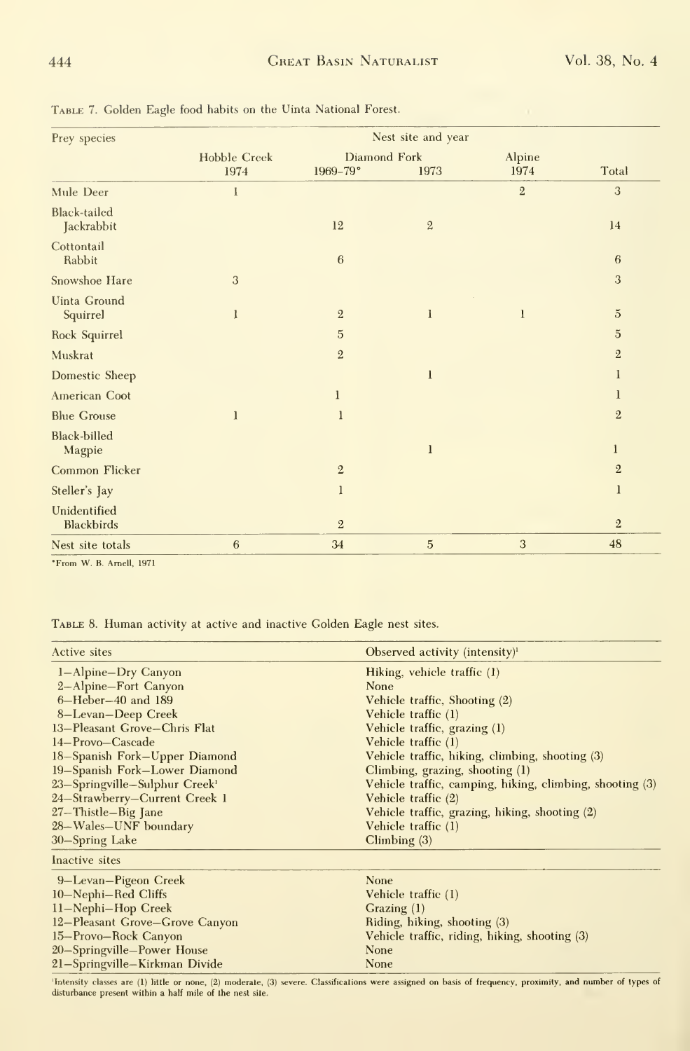TABLE 7. Golden Eagle food habits on the Uinta National Forest.

| Prey species | Nest site and year | | | | |
|---|---|---|---|---|---|
| | Hobble Creek 1974 | Diamond Fork 1969–79* | Diamond Fork 1973 | Alpine 1974 | Total |
| Mule Deer | 1 | | | 2 | 3 |
| Black-tailed Jackrabbit | | 12 | 2 | | 14 |
| Cottontail Rabbit | | 6 | | | 6 |
| Snowshoe Hare | 3 | | | | 3 |
| Uinta Ground Squirrel | 1 | 2 | 1 | 1 | 5 |
| Rock Squirrel | | 5 | | | 5 |
| Muskrat | | 2 | | | 2 |
| Domestic Sheep | | | 1 | | 1 |
| American Coot | | 1 | | | 1 |
| Blue Grouse | 1 | 1 | | | 2 |
| Black-billed Magpie | | | 1 | | 1 |
| Common Flicker | | 2 | | | 2 |
| Steller's Jay | | 1 | | | 1 |
| Unidentified Blackbirds | | 2 | | | 2 |
| Nest site totals | 6 | 34 | 5 | 3 | 48 |

*From W. B. Arnell, 1971

TABLE 8. Human activity at active and inactive Golden Eagle nest sites.

| Active sites | Observed activity (intensity)[1] |
|---|---|
| 1–Alpine–Dry Canyon | Hiking, vehicle traffic (1) |
| 2–Alpine–Fort Canyon | None |
| 6–Heber–40 and 189 | Vehicle traffic, Shooting (2) |
| 8–Levan–Deep Creek | Vehicle traffic (1) |
| 13–Pleasant Grove–Chris Flat | Vehicle traffic, grazing (1) |
| 14–Provo–Cascade | Vehicle traffic (1) |
| 18–Spanish Fork–Upper Diamond | Vehicle traffic, hiking, climbing, shooting (3) |
| 19–Spanish Fork–Lower Diamond | Climbing, grazing, shooting (1) |
| 23–Springville–Sulphur Creek[1] | Vehicle traffic, camping, hiking, climbing, shooting (3) |
| 24–Strawberry–Current Creek 1 | Vehicle traffic (2) |
| 27–Thistle–Big Jane | Vehicle traffic, grazing, hiking, shooting (2) |
| 28–Wales–UNF boundary | Vehicle traffic (1) |
| 30–Spring Lake | Climbing (3) |
| **Inactive sites** | |
| 9–Levan–Pigeon Creek | None |
| 10–Nephi–Red Cliffs | Vehicle traffic (1) |
| 11–Nephi–Hop Creek | Grazing (1) |
| 12–Pleasant Grove–Grove Canyon | Riding, hiking, shooting (3) |
| 15–Provo–Rock Canyon | Vehicle traffic, riding, hiking, shooting (3) |
| 20–Springville–Power House | None |
| 21–Springville–Kirkman Divide | None |

[1]Intensity classes are (1) little or none, (2) moderate, (3) severe. Classifications were assigned on basis of frequency, proximity, and number of types of disturbance present within a half mile of the nest site.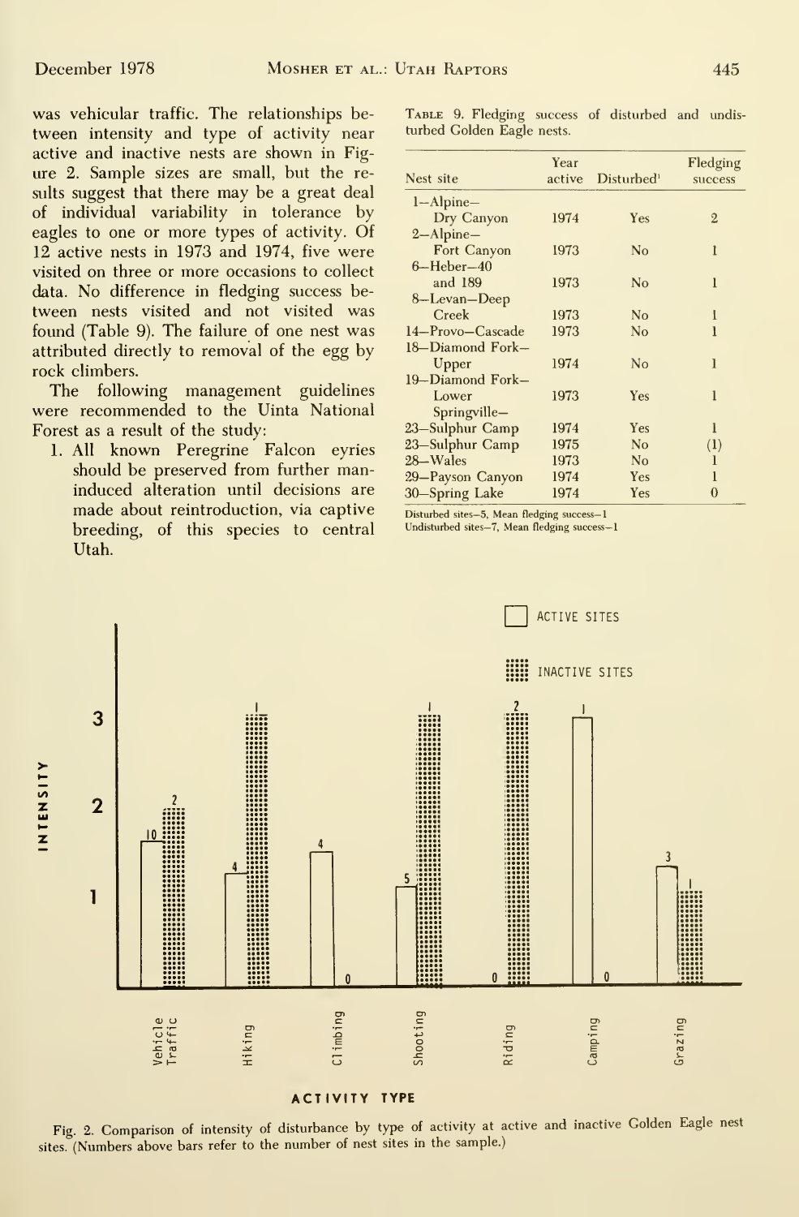was vehicular traffic. The relationships between intensity and type of activity near active and inactive nests are shown in Figure 2. Sample sizes are small, but the results suggest that there may be a great deal of individual variability in tolerance by eagles to one or more types of activity. Of 12 active nests in 1973 and 1974, five were visited on three or more occasions to collect data. No difference in fledging success between nests visited and not visited was found (Table 9). The failure of one nest was attributed directly to removal of the egg by rock climbers.

The following management guidelines were recommended to the Uinta National Forest as a result of the study:

1. All known Peregrine Falcon eyries should be preserved from further man-induced alteration until decisions are made about reintroduction, via captive breeding, of this species to central Utah.

Table 9. Fledging success of disturbed and undisturbed Golden Eagle nests.

| Nest site | Year active | Disturbed[1] | Fledging success |
|---|---|---|---|
| 1–Alpine–Dry Canyon | 1974 | Yes | 2 |
| 2–Alpine–Fort Canyon | 1973 | No | 1 |
| 6–Heber–40 and 189 | 1973 | No | 1 |
| 8–Levan–Deep Creek | 1973 | No | 1 |
| 14–Provo–Cascade | 1973 | No | 1 |
| 18–Diamond Fork–Upper | 1974 | No | 1 |
| 19–Diamond Fork–Lower | 1973 | Yes | 1 |
| Springville– | | | |
| 23–Sulphur Camp | 1974 | Yes | 1 |
| 23–Sulphur Camp | 1975 | No | (1) |
| 28–Wales | 1973 | No | 1 |
| 29–Payson Canyon | 1974 | Yes | 1 |
| 30–Spring Lake | 1974 | Yes | 0 |

Disturbed sites–5, Mean fledging success–1
Undisturbed sites–7, Mean fledging success–1

Fig. 2. Comparison of intensity of disturbance by type of activity at active and inactive Golden Eagle nest sites. (Numbers above bars refer to the number of nest sites in the sample.)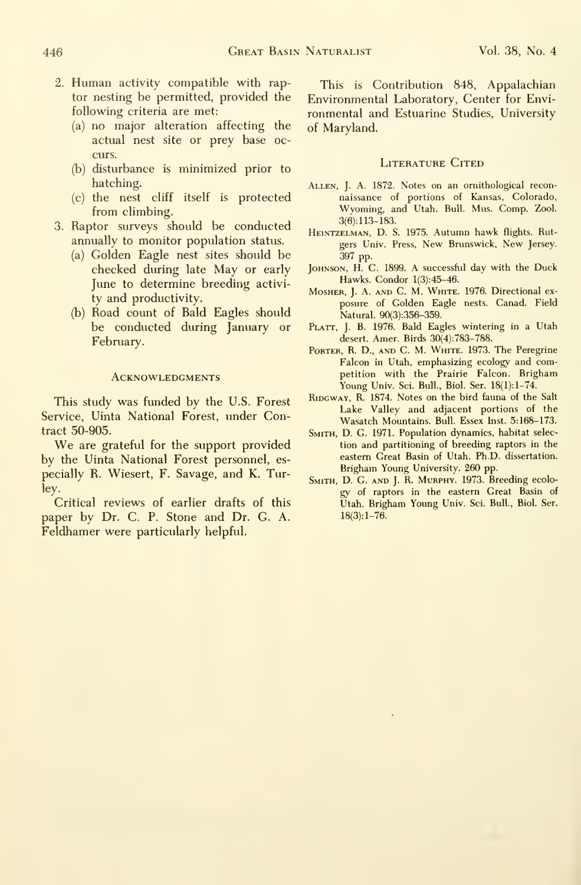2. Human activity compatible with raptor nesting be permitted, provided the following criteria are met:
   (a) no major alteration affecting the actual nest site or prey base occurs.
   (b) disturbance is minimized prior to hatching.
   (c) the nest cliff itself is protected from climbing.
3. Raptor surveys should be conducted annually to monitor population status.
   (a) Golden Eagle nest sites should be checked during late May or early June to determine breeding activity and productivity.
   (b) Road count of Bald Eagles should be conducted during January or February.

## Acknowledgments

This study was funded by the U.S. Forest Service, Uinta National Forest, under Contract 50-905.

We are grateful for the support provided by the Uinta National Forest personnel, especially R. Wiesert, F. Savage, and K. Turley.

Critical reviews of earlier drafts of this paper by Dr. C. P. Stone and Dr. G. A. Feldhamer were particularly helpful.

This is Contribution 848, Appalachian Environmental Laboratory, Center for Environmental and Estuarine Studies, University of Maryland.

## Literature Cited

Allen, J. A. 1872. Notes on an ornithological reconnaissance of portions of Kansas, Colorado, Wyoming, and Utah. Bull. Mus. Comp. Zool. 3(6):113–183.

Heintzelman, D. S. 1975. Autumn hawk flights. Rutgers Univ. Press, New Brunswick, New Jersey. 397 pp.

Johnson, H. C. 1899. A successful day with the Duck Hawks. Condor 1(3):45–46.

Mosher, J. A. and C. M. White. 1976. Directional exposure of Golden Eagle nests. Canad. Field Natural. 90(3):356–359.

Platt, J. B. 1976. Bald Eagles wintering in a Utah desert. Amer. Birds 30(4):783–788.

Porter, R. D., and C. M. White. 1973. The Peregrine Falcon in Utah, emphasizing ecology and competition with the Prairie Falcon. Brigham Young Univ. Sci. Bull., Biol. Ser. 18(1):1–74.

Ridgway, R. 1874. Notes on the bird fauna of the Salt Lake Valley and adjacent portions of the Wasatch Mountains. Bull. Essex Inst. 5:168–173.

Smith, D. G. 1971. Population dynamics, habitat selection and partitioning of breeding raptors in the eastern Great Basin of Utah. Ph.D. dissertation. Brigham Young University. 260 pp.

Smith, D. G. and J. R. Murphy. 1973. Breeding ecology of raptors in the eastern Great Basin of Utah. Brigham Young Univ. Sci. Bull., Biol. Ser. 18(3):1–76.